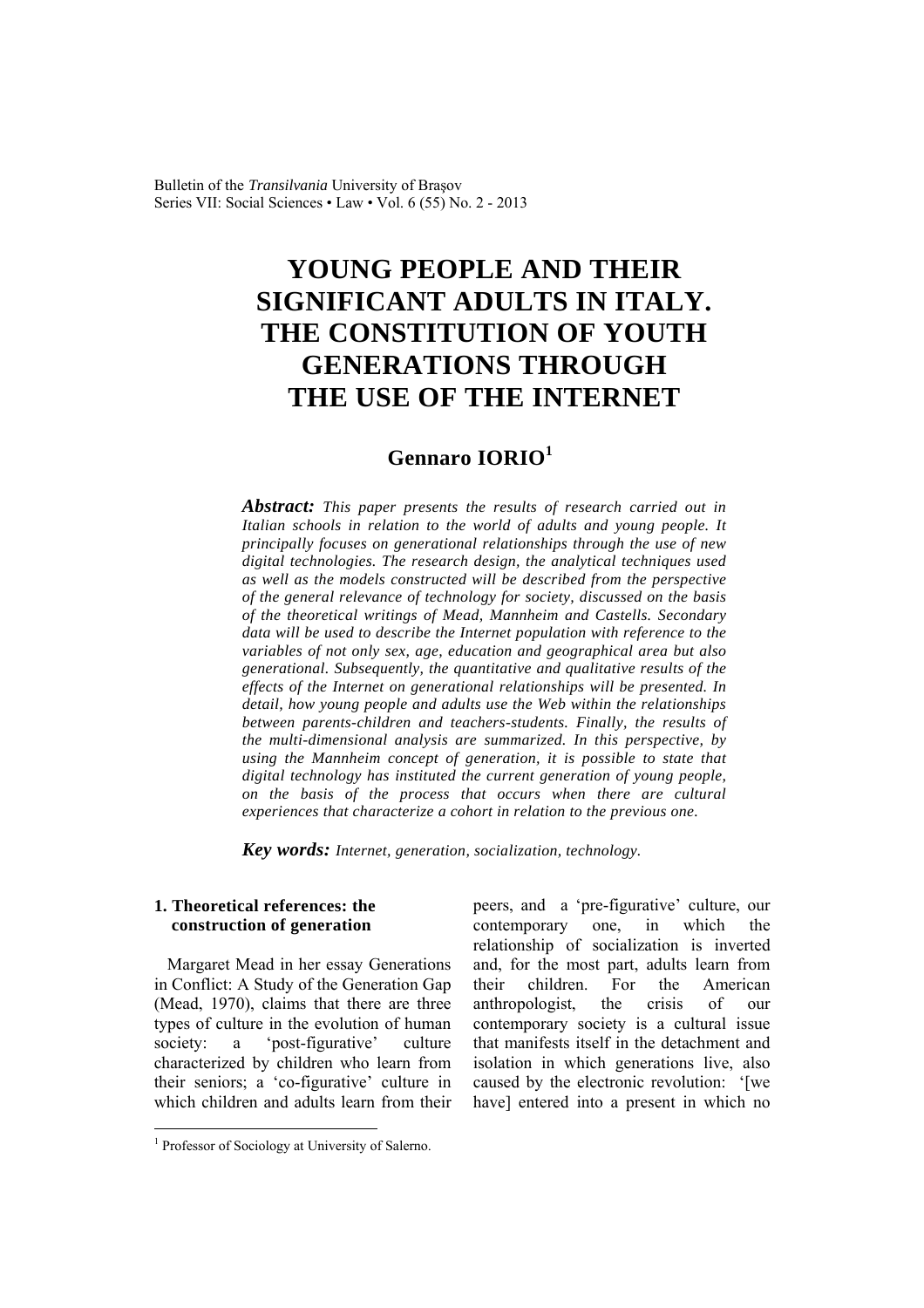# YOUNG PEOPLE AND THEIR SIGNIFICANT ADULTS IN ITALY. THE CONSTITUTION OF YOUTH GENERATIONS THROUGH THE USE OF THE INTERNET

## Gennaro IORIO[1]

***Abstract:*** *This paper presents the results of research carried out in Italian schools in relation to the world of adults and young people. It principally focuses on generational relationships through the use of new digital technologies. The research design, the analytical techniques used as well as the models constructed will be described from the perspective of the general relevance of technology for society, discussed on the basis of the theoretical writings of Mead, Mannheim and Castells. Secondary data will be used to describe the Internet population with reference to the variables of not only sex, age, education and geographical area but also generational. Subsequently, the quantitative and qualitative results of the effects of the Internet on generational relationships will be presented. In detail, how young people and adults use the Web within the relationships between parents-children and teachers-students. Finally, the results of the multi-dimensional analysis are summarized. In this perspective, by using the Mannheim concept of generation, it is possible to state that digital technology has instituted the current generation of young people, on the basis of the process that occurs when there are cultural experiences that characterize a cohort in relation to the previous one.*

***Key words:*** *Internet, generation, socialization, technology.*

### 1. Theoretical references: the construction of generation

Margaret Mead in her essay Generations in Conflict: A Study of the Generation Gap (Mead, 1970), claims that there are three types of culture in the evolution of human society: a 'post-figurative' culture characterized by children who learn from their seniors; a 'co-figurative' culture in which children and adults learn from their peers, and a 'pre-figurative' culture, our contemporary one, in which the relationship of socialization is inverted and, for the most part, adults learn from their children. For the American anthropologist, the crisis of our contemporary society is a cultural issue that manifests itself in the detachment and isolation in which generations live, also caused by the electronic revolution: '[we have] entered into a present in which no

---

[1] Professor of Sociology at University of Salerno.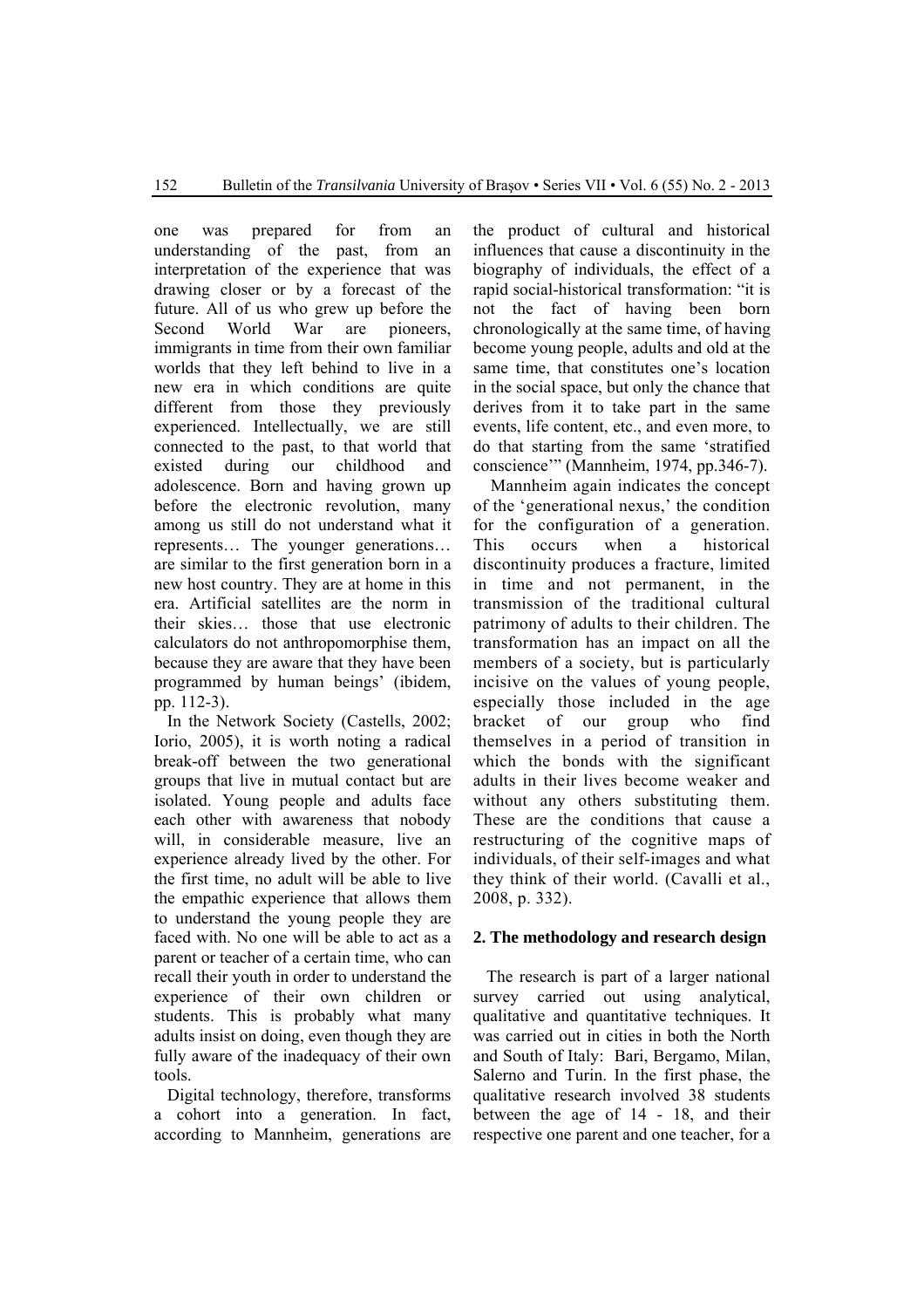one was prepared for from an understanding of the past, from an interpretation of the experience that was drawing closer or by a forecast of the future. All of us who grew up before the Second World War are pioneers, immigrants in time from their own familiar worlds that they left behind to live in a new era in which conditions are quite different from those they previously experienced. Intellectually, we are still connected to the past, to that world that existed during our childhood and adolescence. Born and having grown up before the electronic revolution, many among us still do not understand what it represents… The younger generations… are similar to the first generation born in a new host country. They are at home in this era. Artificial satellites are the norm in their skies… those that use electronic calculators do not anthropomorphise them, because they are aware that they have been programmed by human beings' (ibidem, pp. 112-3).

In the Network Society (Castells, 2002; Iorio, 2005), it is worth noting a radical break-off between the two generational groups that live in mutual contact but are isolated. Young people and adults face each other with awareness that nobody will, in considerable measure, live an experience already lived by the other. For the first time, no adult will be able to live the empathic experience that allows them to understand the young people they are faced with. No one will be able to act as a parent or teacher of a certain time, who can recall their youth in order to understand the experience of their own children or students. This is probably what many adults insist on doing, even though they are fully aware of the inadequacy of their own tools.

Digital technology, therefore, transforms a cohort into a generation. In fact, according to Mannheim, generations are the product of cultural and historical influences that cause a discontinuity in the biography of individuals, the effect of a rapid social-historical transformation: "it is not the fact of having been born chronologically at the same time, of having become young people, adults and old at the same time, that constitutes one's location in the social space, but only the chance that derives from it to take part in the same events, life content, etc., and even more, to do that starting from the same 'stratified conscience'" (Mannheim, 1974, pp.346-7).

Mannheim again indicates the concept of the 'generational nexus,' the condition for the configuration of a generation. This occurs when a historical discontinuity produces a fracture, limited in time and not permanent, in the transmission of the traditional cultural patrimony of adults to their children. The transformation has an impact on all the members of a society, but is particularly incisive on the values of young people, especially those included in the age bracket of our group who find themselves in a period of transition in which the bonds with the significant adults in their lives become weaker and without any others substituting them. These are the conditions that cause a restructuring of the cognitive maps of individuals, of their self-images and what they think of their world. (Cavalli et al., 2008, p. 332).

## 2. The methodology and research design

The research is part of a larger national survey carried out using analytical, qualitative and quantitative techniques. It was carried out in cities in both the North and South of Italy: Bari, Bergamo, Milan, Salerno and Turin. In the first phase, the qualitative research involved 38 students between the age of 14 - 18, and their respective one parent and one teacher, for a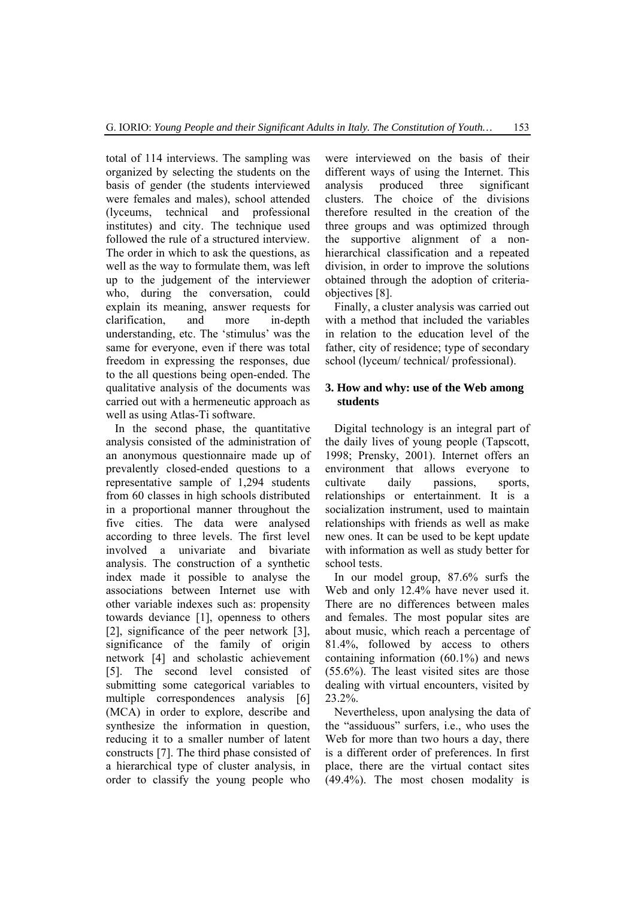total of 114 interviews. The sampling was organized by selecting the students on the basis of gender (the students interviewed were females and males), school attended (lyceums, technical and professional institutes) and city. The technique used followed the rule of a structured interview. The order in which to ask the questions, as well as the way to formulate them, was left up to the judgement of the interviewer who, during the conversation, could explain its meaning, answer requests for clarification, and more in-depth understanding, etc. The 'stimulus' was the same for everyone, even if there was total freedom in expressing the responses, due to the all questions being open-ended. The qualitative analysis of the documents was carried out with a hermeneutic approach as well as using Atlas-Ti software.

In the second phase, the quantitative analysis consisted of the administration of an anonymous questionnaire made up of prevalently closed-ended questions to a representative sample of 1,294 students from 60 classes in high schools distributed in a proportional manner throughout the five cities. The data were analysed according to three levels. The first level involved a univariate and bivariate analysis. The construction of a synthetic index made it possible to analyse the associations between Internet use with other variable indexes such as: propensity towards deviance [1], openness to others [2], significance of the peer network [3], significance of the family of origin network [4] and scholastic achievement [5]. The second level consisted of submitting some categorical variables to multiple correspondences analysis [6] (MCA) in order to explore, describe and synthesize the information in question, reducing it to a smaller number of latent constructs [7]. The third phase consisted of a hierarchical type of cluster analysis, in order to classify the young people who were interviewed on the basis of their different ways of using the Internet. This analysis produced three significant clusters. The choice of the divisions therefore resulted in the creation of the three groups and was optimized through the supportive alignment of a non-hierarchical classification and a repeated division, in order to improve the solutions obtained through the adoption of criteria-objectives [8].

Finally, a cluster analysis was carried out with a method that included the variables in relation to the education level of the father, city of residence; type of secondary school (lyceum/ technical/ professional).

## 3. How and why: use of the Web among students

Digital technology is an integral part of the daily lives of young people (Tapscott, 1998; Prensky, 2001). Internet offers an environment that allows everyone to cultivate daily passions, sports, relationships or entertainment. It is a socialization instrument, used to maintain relationships with friends as well as make new ones. It can be used to be kept update with information as well as study better for school tests.

In our model group, 87.6% surfs the Web and only 12.4% have never used it. There are no differences between males and females. The most popular sites are about music, which reach a percentage of 81.4%, followed by access to others containing information (60.1%) and news (55.6%). The least visited sites are those dealing with virtual encounters, visited by 23.2%.

Nevertheless, upon analysing the data of the "assiduous" surfers, i.e., who uses the Web for more than two hours a day, there is a different order of preferences. In first place, there are the virtual contact sites (49.4%). The most chosen modality is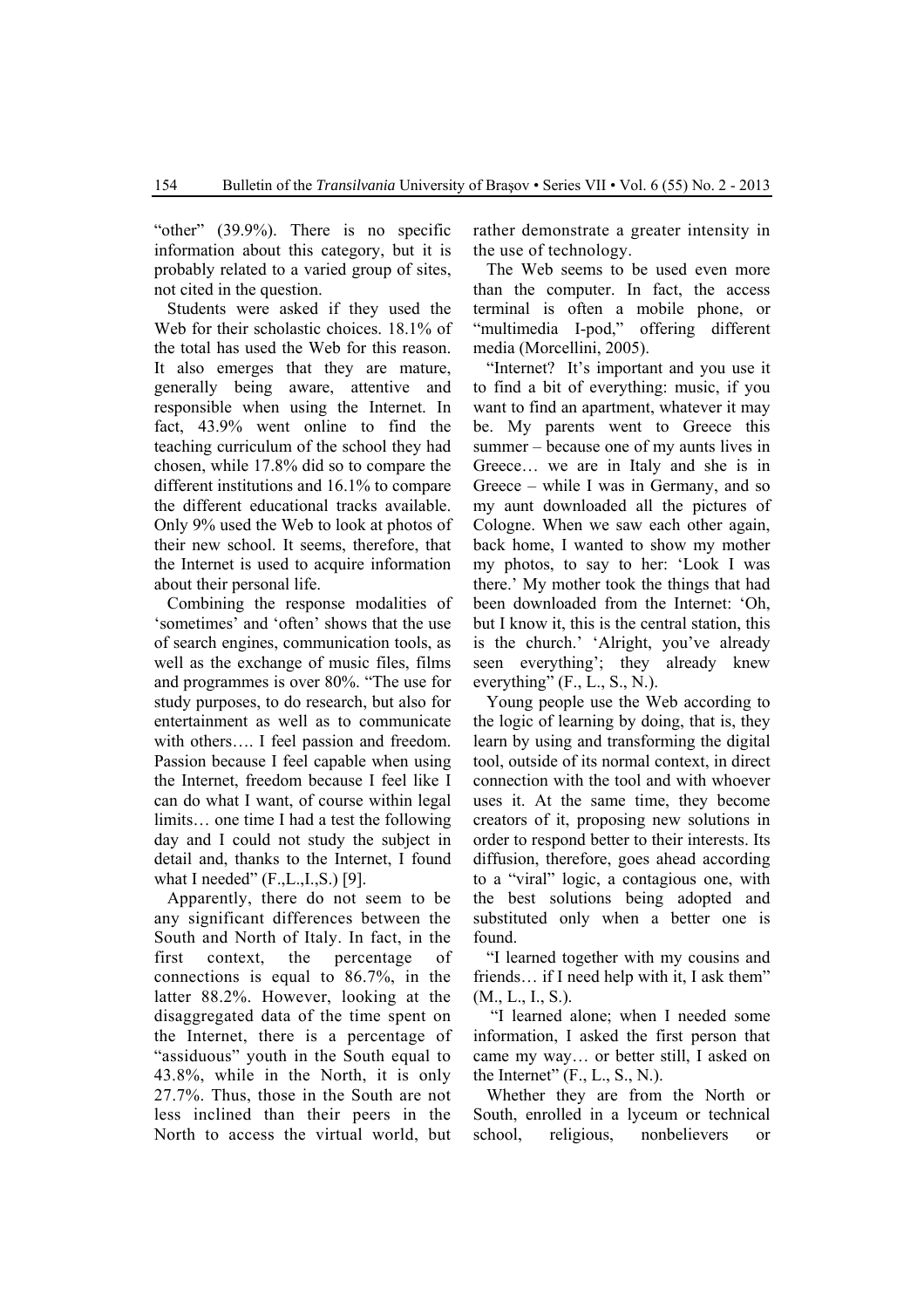"other" (39.9%). There is no specific information about this category, but it is probably related to a varied group of sites, not cited in the question.

Students were asked if they used the Web for their scholastic choices. 18.1% of the total has used the Web for this reason. It also emerges that they are mature, generally being aware, attentive and responsible when using the Internet. In fact, 43.9% went online to find the teaching curriculum of the school they had chosen, while 17.8% did so to compare the different institutions and 16.1% to compare the different educational tracks available. Only 9% used the Web to look at photos of their new school. It seems, therefore, that the Internet is used to acquire information about their personal life.

Combining the response modalities of 'sometimes' and 'often' shows that the use of search engines, communication tools, as well as the exchange of music files, films and programmes is over 80%. "The use for study purposes, to do research, but also for entertainment as well as to communicate with others…. I feel passion and freedom. Passion because I feel capable when using the Internet, freedom because I feel like I can do what I want, of course within legal limits… one time I had a test the following day and I could not study the subject in detail and, thanks to the Internet, I found what I needed" (F.,L.,I.,S.) [9].

Apparently, there do not seem to be any significant differences between the South and North of Italy. In fact, in the first context, the percentage of connections is equal to 86.7%, in the latter 88.2%. However, looking at the disaggregated data of the time spent on the Internet, there is a percentage of "assiduous" youth in the South equal to 43.8%, while in the North, it is only 27.7%. Thus, those in the South are not less inclined than their peers in the North to access the virtual world, but rather demonstrate a greater intensity in the use of technology.

The Web seems to be used even more than the computer. In fact, the access terminal is often a mobile phone, or "multimedia I-pod," offering different media (Morcellini, 2005).

"Internet? It's important and you use it to find a bit of everything: music, if you want to find an apartment, whatever it may be. My parents went to Greece this summer – because one of my aunts lives in Greece… we are in Italy and she is in Greece – while I was in Germany, and so my aunt downloaded all the pictures of Cologne. When we saw each other again, back home, I wanted to show my mother my photos, to say to her: 'Look I was there.' My mother took the things that had been downloaded from the Internet: 'Oh, but I know it, this is the central station, this is the church.' 'Alright, you've already seen everything'; they already knew everything" (F., L., S., N.).

Young people use the Web according to the logic of learning by doing, that is, they learn by using and transforming the digital tool, outside of its normal context, in direct connection with the tool and with whoever uses it. At the same time, they become creators of it, proposing new solutions in order to respond better to their interests. Its diffusion, therefore, goes ahead according to a "viral" logic, a contagious one, with the best solutions being adopted and substituted only when a better one is found.

"I learned together with my cousins and friends… if I need help with it, I ask them" (M., L., I., S.).

"I learned alone; when I needed some information, I asked the first person that came my way… or better still, I asked on the Internet" (F., L., S., N.).

Whether they are from the North or South, enrolled in a lyceum or technical school, religious, nonbelievers or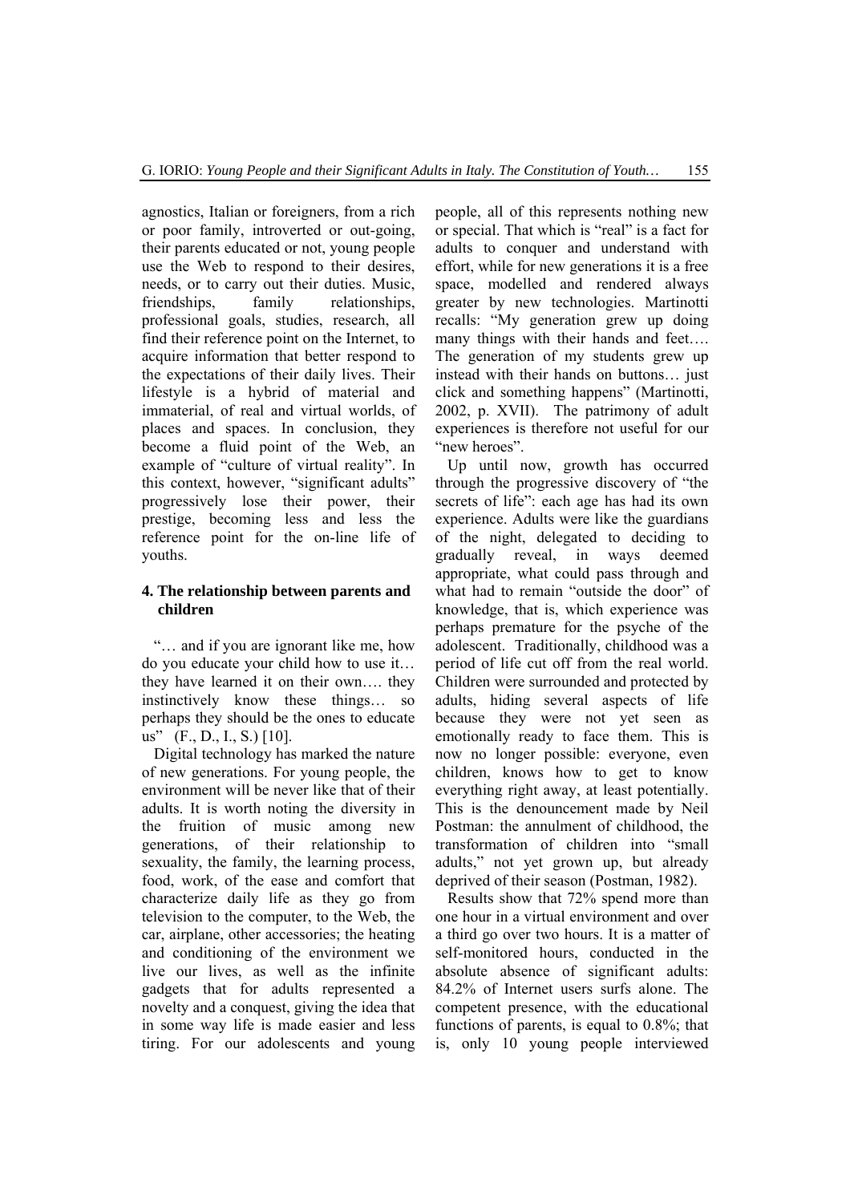agnostics, Italian or foreigners, from a rich or poor family, introverted or out-going, their parents educated or not, young people use the Web to respond to their desires, needs, or to carry out their duties. Music, friendships, family relationships, professional goals, studies, research, all find their reference point on the Internet, to acquire information that better respond to the expectations of their daily lives. Their lifestyle is a hybrid of material and immaterial, of real and virtual worlds, of places and spaces. In conclusion, they become a fluid point of the Web, an example of "culture of virtual reality". In this context, however, "significant adults" progressively lose their power, their prestige, becoming less and less the reference point for the on-line life of youths.

## 4. The relationship between parents and children

"… and if you are ignorant like me, how do you educate your child how to use it… they have learned it on their own…. they instinctively know these things… so perhaps they should be the ones to educate us" (F., D., I., S.) [10].

Digital technology has marked the nature of new generations. For young people, the environment will be never like that of their adults. It is worth noting the diversity in the fruition of music among new generations, of their relationship to sexuality, the family, the learning process, food, work, of the ease and comfort that characterize daily life as they go from television to the computer, to the Web, the car, airplane, other accessories; the heating and conditioning of the environment we live our lives, as well as the infinite gadgets that for adults represented a novelty and a conquest, giving the idea that in some way life is made easier and less tiring. For our adolescents and young people, all of this represents nothing new or special. That which is "real" is a fact for adults to conquer and understand with effort, while for new generations it is a free space, modelled and rendered always greater by new technologies. Martinotti recalls: "My generation grew up doing many things with their hands and feet…. The generation of my students grew up instead with their hands on buttons… just click and something happens" (Martinotti, 2002, p. XVII). The patrimony of adult experiences is therefore not useful for our "new heroes".

Up until now, growth has occurred through the progressive discovery of "the secrets of life": each age has had its own experience. Adults were like the guardians of the night, delegated to deciding to gradually reveal, in ways deemed appropriate, what could pass through and what had to remain "outside the door" of knowledge, that is, which experience was perhaps premature for the psyche of the adolescent. Traditionally, childhood was a period of life cut off from the real world. Children were surrounded and protected by adults, hiding several aspects of life because they were not yet seen as emotionally ready to face them. This is now no longer possible: everyone, even children, knows how to get to know everything right away, at least potentially. This is the denouncement made by Neil Postman: the annulment of childhood, the transformation of children into "small adults," not yet grown up, but already deprived of their season (Postman, 1982).

Results show that 72% spend more than one hour in a virtual environment and over a third go over two hours. It is a matter of self-monitored hours, conducted in the absolute absence of significant adults: 84.2% of Internet users surfs alone. The competent presence, with the educational functions of parents, is equal to 0.8%; that is, only 10 young people interviewed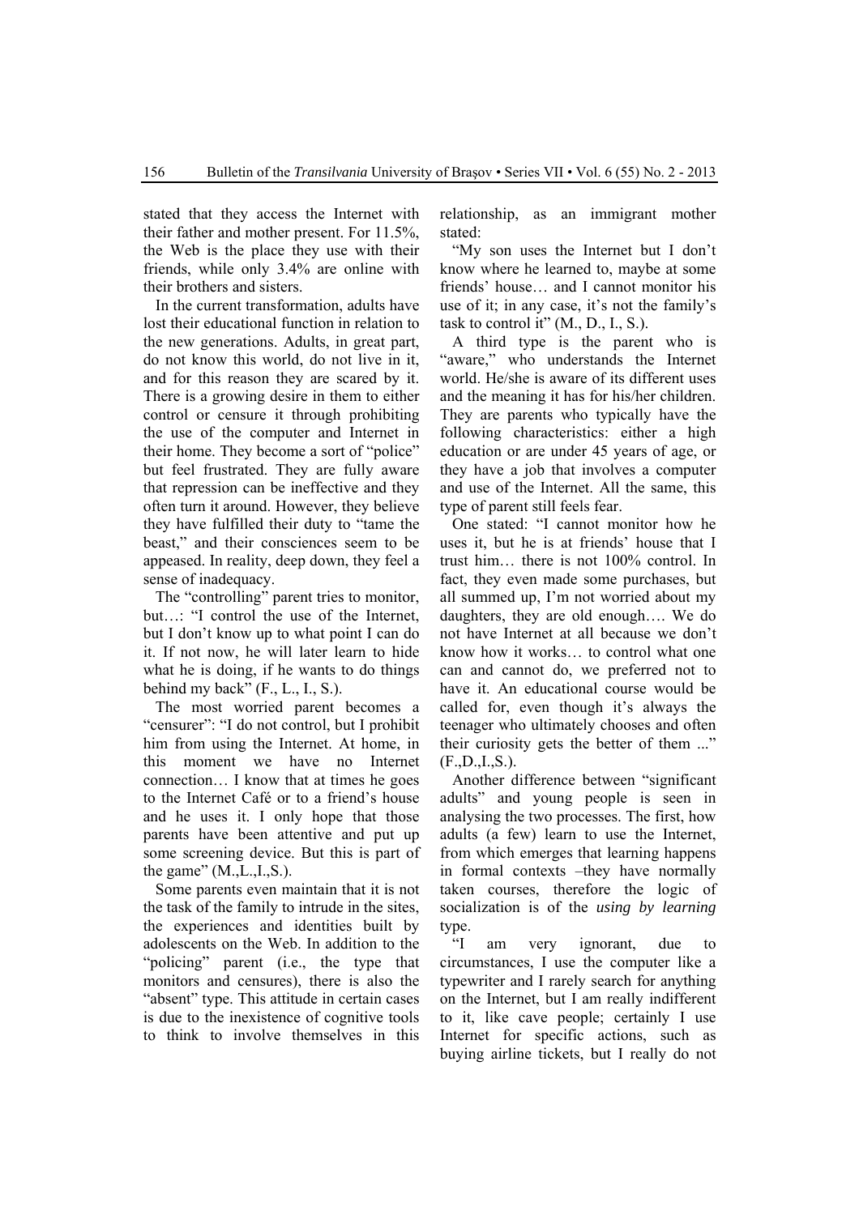stated that they access the Internet with their father and mother present. For 11.5%, the Web is the place they use with their friends, while only 3.4% are online with their brothers and sisters.

In the current transformation, adults have lost their educational function in relation to the new generations. Adults, in great part, do not know this world, do not live in it, and for this reason they are scared by it. There is a growing desire in them to either control or censure it through prohibiting the use of the computer and Internet in their home. They become a sort of "police" but feel frustrated. They are fully aware that repression can be ineffective and they often turn it around. However, they believe they have fulfilled their duty to "tame the beast," and their consciences seem to be appeased. In reality, deep down, they feel a sense of inadequacy.

The "controlling" parent tries to monitor, but…: "I control the use of the Internet, but I don't know up to what point I can do it. If not now, he will later learn to hide what he is doing, if he wants to do things behind my back" (F., L., I., S.).

The most worried parent becomes a "censurer": "I do not control, but I prohibit him from using the Internet. At home, in this moment we have no Internet connection… I know that at times he goes to the Internet Café or to a friend's house and he uses it. I only hope that those parents have been attentive and put up some screening device. But this is part of the game" (M.,L.,I.,S.).

Some parents even maintain that it is not the task of the family to intrude in the sites, the experiences and identities built by adolescents on the Web. In addition to the "policing" parent (i.e., the type that monitors and censures), there is also the "absent" type. This attitude in certain cases is due to the inexistence of cognitive tools to think to involve themselves in this relationship, as an immigrant mother stated:

"My son uses the Internet but I don't know where he learned to, maybe at some friends' house… and I cannot monitor his use of it; in any case, it's not the family's task to control it" (M., D., I., S.).

A third type is the parent who is "aware," who understands the Internet world. He/she is aware of its different uses and the meaning it has for his/her children. They are parents who typically have the following characteristics: either a high education or are under 45 years of age, or they have a job that involves a computer and use of the Internet. All the same, this type of parent still feels fear.

One stated: "I cannot monitor how he uses it, but he is at friends' house that I trust him… there is not 100% control. In fact, they even made some purchases, but all summed up, I'm not worried about my daughters, they are old enough…. We do not have Internet at all because we don't know how it works… to control what one can and cannot do, we preferred not to have it. An educational course would be called for, even though it's always the teenager who ultimately chooses and often their curiosity gets the better of them ..." (F.,D.,I.,S.).

Another difference between "significant adults" and young people is seen in analysing the two processes. The first, how adults (a few) learn to use the Internet, from which emerges that learning happens in formal contexts –they have normally taken courses, therefore the logic of socialization is of the *using by learning* type.

"I am very ignorant, due to circumstances, I use the computer like a typewriter and I rarely search for anything on the Internet, but I am really indifferent to it, like cave people; certainly I use Internet for specific actions, such as buying airline tickets, but I really do not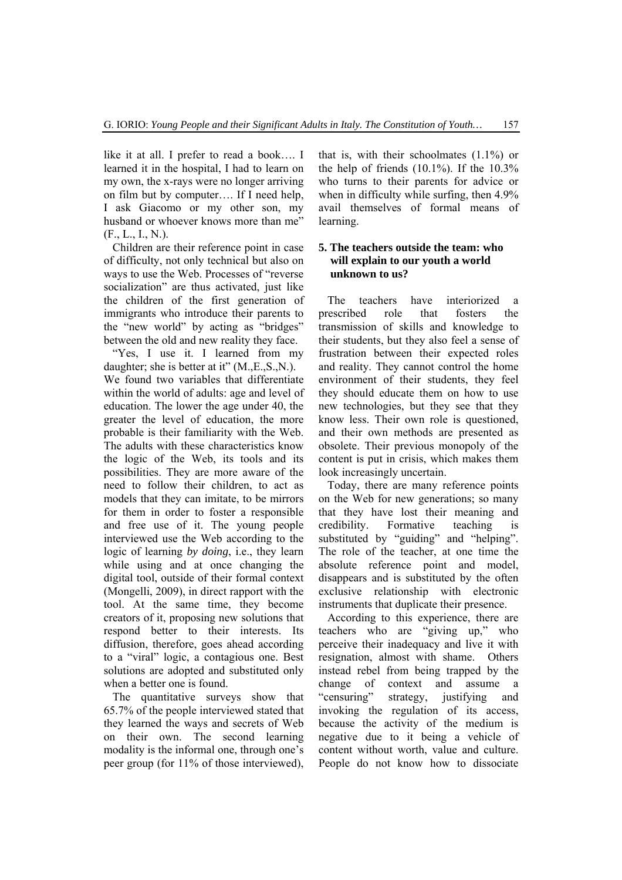like it at all. I prefer to read a book…. I learned it in the hospital, I had to learn on my own, the x-rays were no longer arriving on film but by computer…. If I need help, I ask Giacomo or my other son, my husband or whoever knows more than me" (F., L., I., N.).

Children are their reference point in case of difficulty, not only technical but also on ways to use the Web. Processes of "reverse socialization" are thus activated, just like the children of the first generation of immigrants who introduce their parents to the "new world" by acting as "bridges" between the old and new reality they face.

"Yes, I use it. I learned from my daughter; she is better at it" (M.,E.,S.,N.).

We found two variables that differentiate within the world of adults: age and level of education. The lower the age under 40, the greater the level of education, the more probable is their familiarity with the Web. The adults with these characteristics know the logic of the Web, its tools and its possibilities. They are more aware of the need to follow their children, to act as models that they can imitate, to be mirrors for them in order to foster a responsible and free use of it. The young people interviewed use the Web according to the logic of learning *by doing*, i.e., they learn while using and at once changing the digital tool, outside of their formal context (Mongelli, 2009), in direct rapport with the tool. At the same time, they become creators of it, proposing new solutions that respond better to their interests. Its diffusion, therefore, goes ahead according to a "viral" logic, a contagious one. Best solutions are adopted and substituted only when a better one is found.

The quantitative surveys show that 65.7% of the people interviewed stated that they learned the ways and secrets of Web on their own. The second learning modality is the informal one, through one's peer group (for 11% of those interviewed), that is, with their schoolmates (1.1%) or the help of friends (10.1%). If the 10.3% who turns to their parents for advice or when in difficulty while surfing, then 4.9% avail themselves of formal means of learning.

## 5. The teachers outside the team: who will explain to our youth a world unknown to us?

The teachers have interiorized a prescribed role that fosters the transmission of skills and knowledge to their students, but they also feel a sense of frustration between their expected roles and reality. They cannot control the home environment of their students, they feel they should educate them on how to use new technologies, but they see that they know less. Their own role is questioned, and their own methods are presented as obsolete. Their previous monopoly of the content is put in crisis, which makes them look increasingly uncertain.

Today, there are many reference points on the Web for new generations; so many that they have lost their meaning and credibility. Formative teaching is substituted by "guiding" and "helping". The role of the teacher, at one time the absolute reference point and model, disappears and is substituted by the often exclusive relationship with electronic instruments that duplicate their presence.

According to this experience, there are teachers who are "giving up," who perceive their inadequacy and live it with resignation, almost with shame. Others instead rebel from being trapped by the change of context and assume a "censuring" strategy, justifying and invoking the regulation of its access, because the activity of the medium is negative due to it being a vehicle of content without worth, value and culture. People do not know how to dissociate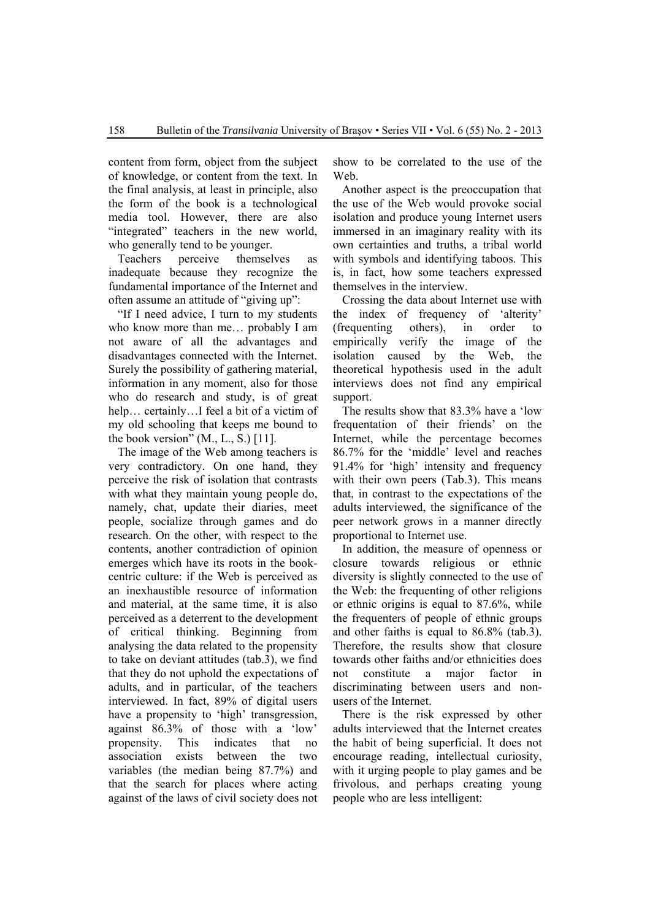content from form, object from the subject of knowledge, or content from the text. In the final analysis, at least in principle, also the form of the book is a technological media tool. However, there are also "integrated" teachers in the new world, who generally tend to be younger.

Teachers perceive themselves as inadequate because they recognize the fundamental importance of the Internet and often assume an attitude of "giving up":

"If I need advice, I turn to my students who know more than me… probably I am not aware of all the advantages and disadvantages connected with the Internet. Surely the possibility of gathering material, information in any moment, also for those who do research and study, is of great help… certainly…I feel a bit of a victim of my old schooling that keeps me bound to the book version" (M., L., S.) [11].

The image of the Web among teachers is very contradictory. On one hand, they perceive the risk of isolation that contrasts with what they maintain young people do, namely, chat, update their diaries, meet people, socialize through games and do research. On the other, with respect to the contents, another contradiction of opinion emerges which have its roots in the book-centric culture: if the Web is perceived as an inexhaustible resource of information and material, at the same time, it is also perceived as a deterrent to the development of critical thinking. Beginning from analysing the data related to the propensity to take on deviant attitudes (tab.3), we find that they do not uphold the expectations of adults, and in particular, of the teachers interviewed. In fact, 89% of digital users have a propensity to 'high' transgression, against 86.3% of those with a 'low' propensity. This indicates that no association exists between the two variables (the median being 87.7%) and that the search for places where acting against of the laws of civil society does not show to be correlated to the use of the Web.

Another aspect is the preoccupation that the use of the Web would provoke social isolation and produce young Internet users immersed in an imaginary reality with its own certainties and truths, a tribal world with symbols and identifying taboos. This is, in fact, how some teachers expressed themselves in the interview.

Crossing the data about Internet use with the index of frequency of 'alterity' (frequenting others), in order to empirically verify the image of the isolation caused by the Web, the theoretical hypothesis used in the adult interviews does not find any empirical support.

The results show that 83.3% have a 'low frequentation of their friends' on the Internet, while the percentage becomes 86.7% for the 'middle' level and reaches 91.4% for 'high' intensity and frequency with their own peers (Tab.3). This means that, in contrast to the expectations of the adults interviewed, the significance of the peer network grows in a manner directly proportional to Internet use.

In addition, the measure of openness or closure towards religious or ethnic diversity is slightly connected to the use of the Web: the frequenting of other religions or ethnic origins is equal to 87.6%, while the frequenters of people of ethnic groups and other faiths is equal to 86.8% (tab.3). Therefore, the results show that closure towards other faiths and/or ethnicities does not constitute a major factor in discriminating between users and non-users of the Internet.

There is the risk expressed by other adults interviewed that the Internet creates the habit of being superficial. It does not encourage reading, intellectual curiosity, with it urging people to play games and be frivolous, and perhaps creating young people who are less intelligent: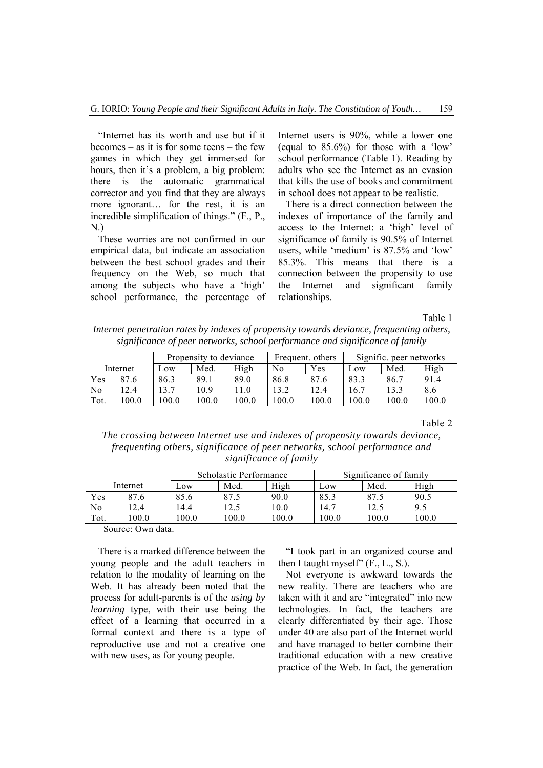"Internet has its worth and use but if it becomes – as it is for some teens – the few games in which they get immersed for hours, then it's a problem, a big problem: there is the automatic grammatical corrector and you find that they are always more ignorant… for the rest, it is an incredible simplification of things." (F., P., N.)

These worries are not confirmed in our empirical data, but indicate an association between the best school grades and their frequency on the Web, so much that among the subjects who have a 'high' school performance, the percentage of Internet users is 90%, while a lower one (equal to 85.6%) for those with a 'low' school performance (Table 1). Reading by adults who see the Internet as an evasion that kills the use of books and commitment in school does not appear to be realistic.

There is a direct connection between the indexes of importance of the family and access to the Internet: a 'high' level of significance of family is 90.5% of Internet users, while 'medium' is 87.5% and 'low' 85.3%. This means that there is a connection between the propensity to use the Internet and significant family relationships.

Table 1

*Internet penetration rates by indexes of propensity towards deviance, frequenting others, significance of peer networks, school performance and significance of family*

| Internet | | Propensity to deviance | | | Frequent. others | | Signific. peer networks | | |
|---|---|---|---|---|---|---|---|---|---|
| | | Low | Med. | High | No | Yes | Low | Med. | High |
| Yes | 87.6 | 86.3 | 89.1 | 89.0 | 86.8 | 87.6 | 83.3 | 86.7 | 91.4 |
| No | 12.4 | 13.7 | 10.9 | 11.0 | 13.2 | 12.4 | 16.7 | 13.3 | 8.6 |
| Tot. | 100.0 | 100.0 | 100.0 | 100.0 | 100.0 | 100.0 | 100.0 | 100.0 | 100.0 |

Table 2

*The crossing between Internet use and indexes of propensity towards deviance, frequenting others, significance of peer networks, school performance and significance of family*

| Internet | | Scholastic Performance | | | Significance of family | | |
|---|---|---|---|---|---|---|---|
| | | Low | Med. | High | Low | Med. | High |
| Yes | 87.6 | 85.6 | 87.5 | 90.0 | 85.3 | 87.5 | 90.5 |
| No | 12.4 | 14.4 | 12.5 | 10.0 | 14.7 | 12.5 | 9.5 |
| Tot. | 100.0 | 100.0 | 100.0 | 100.0 | 100.0 | 100.0 | 100.0 |

Source: Own data.

There is a marked difference between the young people and the adult teachers in relation to the modality of learning on the Web. It has already been noted that the process for adult-parents is of the *using by learning* type, with their use being the effect of a learning that occurred in a formal context and there is a type of reproductive use and not a creative one with new uses, as for young people.

"I took part in an organized course and then I taught myself" (F., L., S.).

Not everyone is awkward towards the new reality. There are teachers who are taken with it and are "integrated" into new technologies. In fact, the teachers are clearly differentiated by their age. Those under 40 are also part of the Internet world and have managed to better combine their traditional education with a new creative practice of the Web. In fact, the generation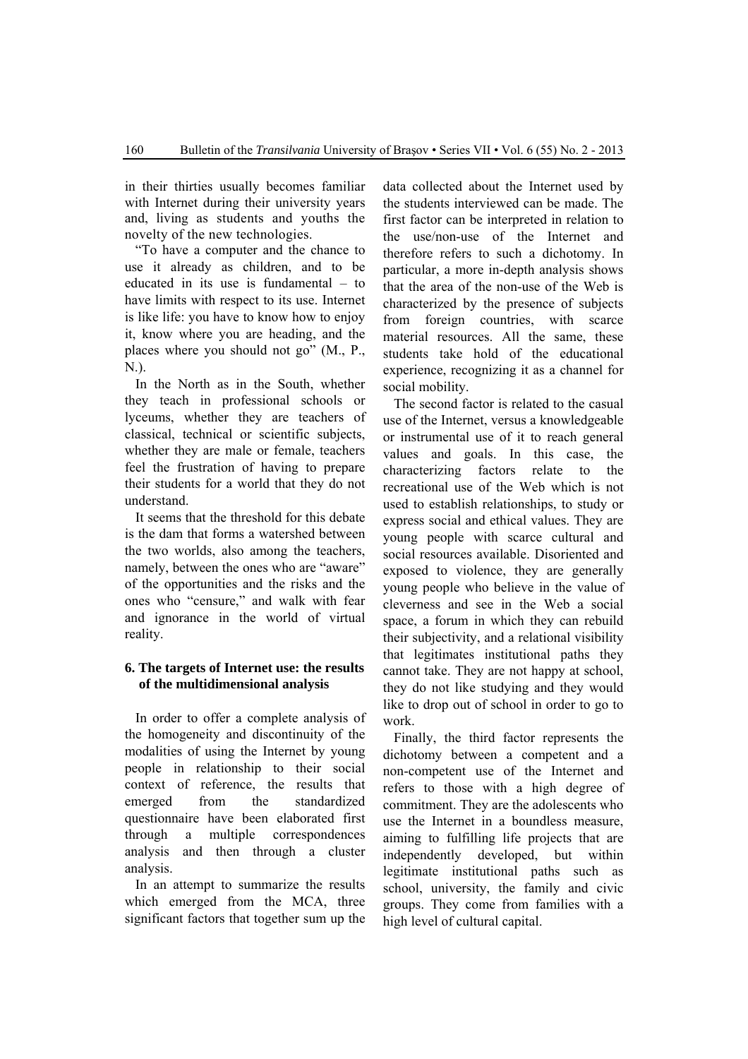in their thirties usually becomes familiar with Internet during their university years and, living as students and youths the novelty of the new technologies.

"To have a computer and the chance to use it already as children, and to be educated in its use is fundamental – to have limits with respect to its use. Internet is like life: you have to know how to enjoy it, know where you are heading, and the places where you should not go" (M., P., N.).

In the North as in the South, whether they teach in professional schools or lyceums, whether they are teachers of classical, technical or scientific subjects, whether they are male or female, teachers feel the frustration of having to prepare their students for a world that they do not understand.

It seems that the threshold for this debate is the dam that forms a watershed between the two worlds, also among the teachers, namely, between the ones who are "aware" of the opportunities and the risks and the ones who "censure," and walk with fear and ignorance in the world of virtual reality.

## 6. The targets of Internet use: the results of the multidimensional analysis

In order to offer a complete analysis of the homogeneity and discontinuity of the modalities of using the Internet by young people in relationship to their social context of reference, the results that emerged from the standardized questionnaire have been elaborated first through a multiple correspondences analysis and then through a cluster analysis.

In an attempt to summarize the results which emerged from the MCA, three significant factors that together sum up the data collected about the Internet used by the students interviewed can be made. The first factor can be interpreted in relation to the use/non-use of the Internet and therefore refers to such a dichotomy. In particular, a more in-depth analysis shows that the area of the non-use of the Web is characterized by the presence of subjects from foreign countries, with scarce material resources. All the same, these students take hold of the educational experience, recognizing it as a channel for social mobility.

The second factor is related to the casual use of the Internet, versus a knowledgeable or instrumental use of it to reach general values and goals. In this case, the characterizing factors relate to the recreational use of the Web which is not used to establish relationships, to study or express social and ethical values. They are young people with scarce cultural and social resources available. Disoriented and exposed to violence, they are generally young people who believe in the value of cleverness and see in the Web a social space, a forum in which they can rebuild their subjectivity, and a relational visibility that legitimates institutional paths they cannot take. They are not happy at school, they do not like studying and they would like to drop out of school in order to go to work.

Finally, the third factor represents the dichotomy between a competent and a non-competent use of the Internet and refers to those with a high degree of commitment. They are the adolescents who use the Internet in a boundless measure, aiming to fulfilling life projects that are independently developed, but within legitimate institutional paths such as school, university, the family and civic groups. They come from families with a high level of cultural capital.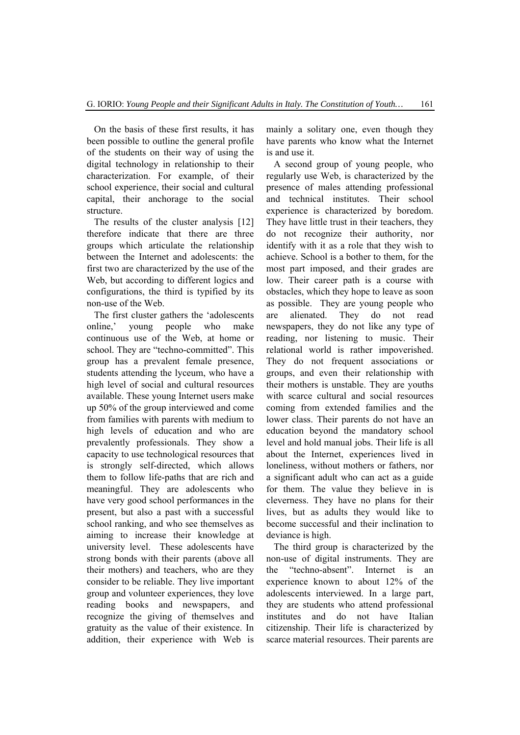On the basis of these first results, it has been possible to outline the general profile of the students on their way of using the digital technology in relationship to their characterization. For example, of their school experience, their social and cultural capital, their anchorage to the social structure.

The results of the cluster analysis [12] therefore indicate that there are three groups which articulate the relationship between the Internet and adolescents: the first two are characterized by the use of the Web, but according to different logics and configurations, the third is typified by its non-use of the Web.

The first cluster gathers the 'adolescents online,' young people who make continuous use of the Web, at home or school. They are "techno-committed". This group has a prevalent female presence, students attending the lyceum, who have a high level of social and cultural resources available. These young Internet users make up 50% of the group interviewed and come from families with parents with medium to high levels of education and who are prevalently professionals. They show a capacity to use technological resources that is strongly self-directed, which allows them to follow life-paths that are rich and meaningful. They are adolescents who have very good school performances in the present, but also a past with a successful school ranking, and who see themselves as aiming to increase their knowledge at university level. These adolescents have strong bonds with their parents (above all their mothers) and teachers, who are they consider to be reliable. They live important group and volunteer experiences, they love reading books and newspapers, and recognize the giving of themselves and gratuity as the value of their existence. In addition, their experience with Web is mainly a solitary one, even though they have parents who know what the Internet is and use it.

A second group of young people, who regularly use Web, is characterized by the presence of males attending professional and technical institutes. Their school experience is characterized by boredom. They have little trust in their teachers, they do not recognize their authority, nor identify with it as a role that they wish to achieve. School is a bother to them, for the most part imposed, and their grades are low. Their career path is a course with obstacles, which they hope to leave as soon as possible. They are young people who are alienated. They do not read newspapers, they do not like any type of reading, nor listening to music. Their relational world is rather impoverished. They do not frequent associations or groups, and even their relationship with their mothers is unstable. They are youths with scarce cultural and social resources coming from extended families and the lower class. Their parents do not have an education beyond the mandatory school level and hold manual jobs. Their life is all about the Internet, experiences lived in loneliness, without mothers or fathers, nor a significant adult who can act as a guide for them. The value they believe in is cleverness. They have no plans for their lives, but as adults they would like to become successful and their inclination to deviance is high.

The third group is characterized by the non-use of digital instruments. They are the "techno-absent". Internet is an experience known to about 12% of the adolescents interviewed. In a large part, they are students who attend professional institutes and do not have Italian citizenship. Their life is characterized by scarce material resources. Their parents are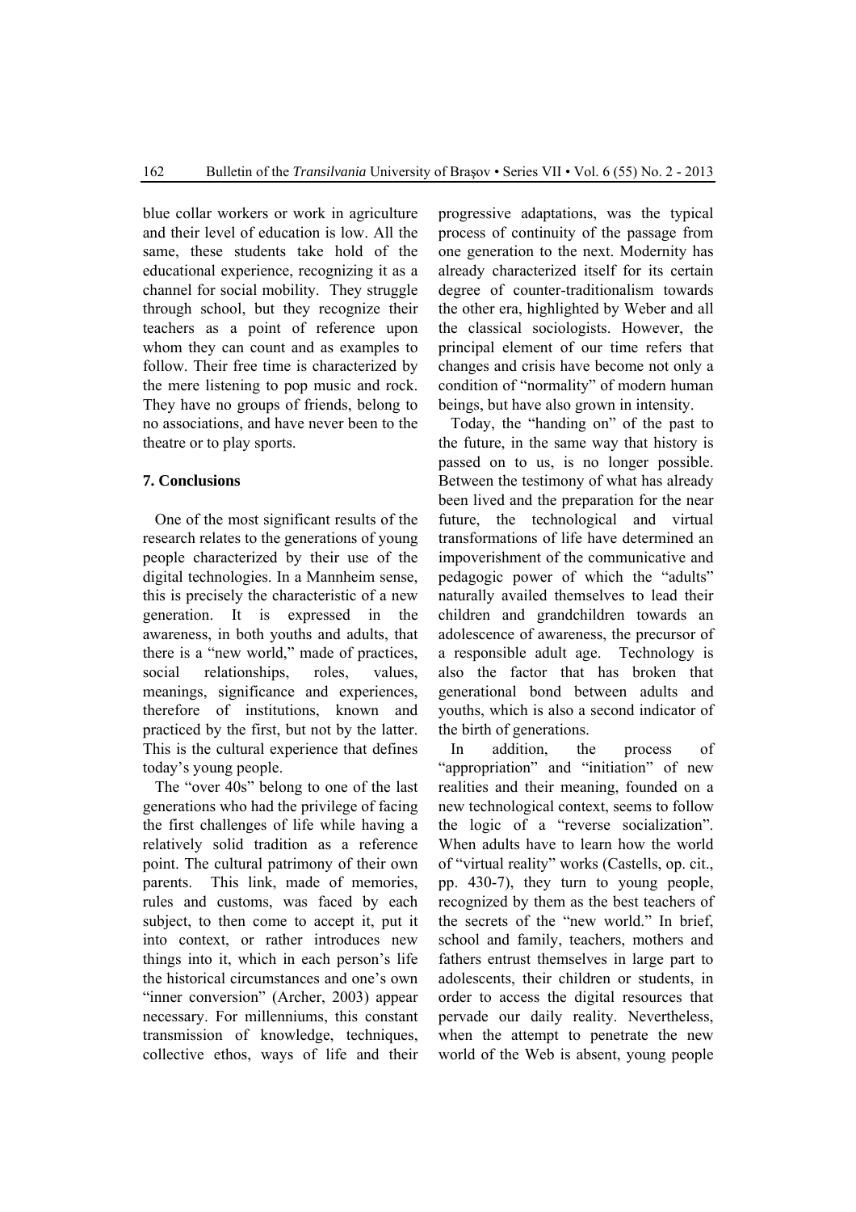blue collar workers or work in agriculture and their level of education is low. All the same, these students take hold of the educational experience, recognizing it as a channel for social mobility. They struggle through school, but they recognize their teachers as a point of reference upon whom they can count and as examples to follow. Their free time is characterized by the mere listening to pop music and rock. They have no groups of friends, belong to no associations, and have never been to the theatre or to play sports.

## 7. Conclusions

One of the most significant results of the research relates to the generations of young people characterized by their use of the digital technologies. In a Mannheim sense, this is precisely the characteristic of a new generation. It is expressed in the awareness, in both youths and adults, that there is a "new world," made of practices, social relationships, roles, values, meanings, significance and experiences, therefore of institutions, known and practiced by the first, but not by the latter. This is the cultural experience that defines today's young people.

The "over 40s" belong to one of the last generations who had the privilege of facing the first challenges of life while having a relatively solid tradition as a reference point. The cultural patrimony of their own parents. This link, made of memories, rules and customs, was faced by each subject, to then come to accept it, put it into context, or rather introduces new things into it, which in each person's life the historical circumstances and one's own "inner conversion" (Archer, 2003) appear necessary. For millenniums, this constant transmission of knowledge, techniques, collective ethos, ways of life and their progressive adaptations, was the typical process of continuity of the passage from one generation to the next. Modernity has already characterized itself for its certain degree of counter-traditionalism towards the other era, highlighted by Weber and all the classical sociologists. However, the principal element of our time refers that changes and crisis have become not only a condition of "normality" of modern human beings, but have also grown in intensity.

Today, the "handing on" of the past to the future, in the same way that history is passed on to us, is no longer possible. Between the testimony of what has already been lived and the preparation for the near future, the technological and virtual transformations of life have determined an impoverishment of the communicative and pedagogic power of which the "adults" naturally availed themselves to lead their children and grandchildren towards an adolescence of awareness, the precursor of a responsible adult age. Technology is also the factor that has broken that generational bond between adults and youths, which is also a second indicator of the birth of generations.

In addition, the process of "appropriation" and "initiation" of new realities and their meaning, founded on a new technological context, seems to follow the logic of a "reverse socialization". When adults have to learn how the world of "virtual reality" works (Castells, op. cit., pp. 430-7), they turn to young people, recognized by them as the best teachers of the secrets of the "new world." In brief, school and family, teachers, mothers and fathers entrust themselves in large part to adolescents, their children or students, in order to access the digital resources that pervade our daily reality. Nevertheless, when the attempt to penetrate the new world of the Web is absent, young people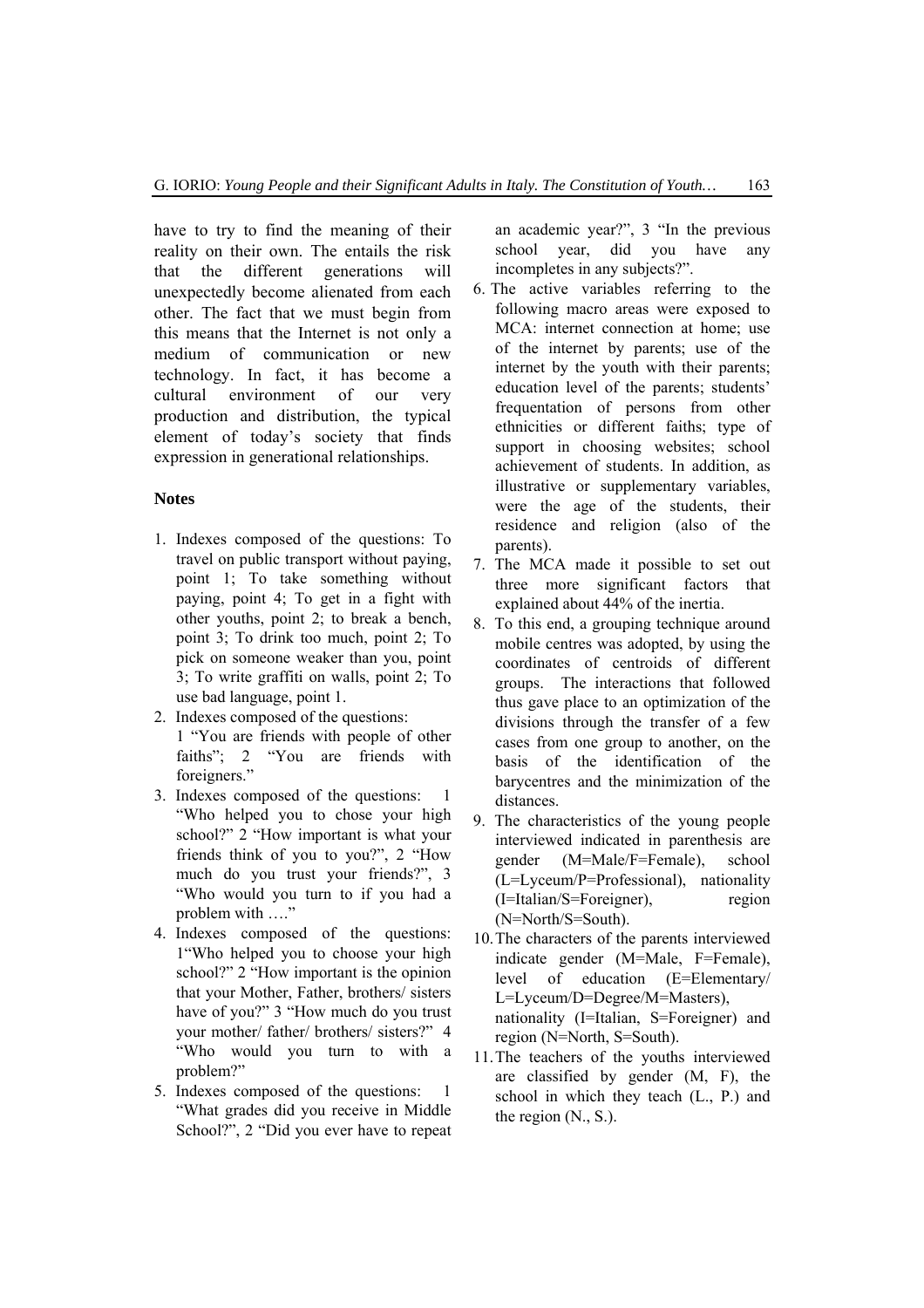have to try to find the meaning of their reality on their own. The entails the risk that the different generations will unexpectedly become alienated from each other. The fact that we must begin from this means that the Internet is not only a medium of communication or new technology. In fact, it has become a cultural environment of our very production and distribution, the typical element of today's society that finds expression in generational relationships.

### Notes

1. Indexes composed of the questions: To travel on public transport without paying, point 1; To take something without paying, point 4; To get in a fight with other youths, point 2; to break a bench, point 3; To drink too much, point 2; To pick on someone weaker than you, point 3; To write graffiti on walls, point 2; To use bad language, point 1.
2. Indexes composed of the questions: 1 "You are friends with people of other faiths"; 2 "You are friends with foreigners."
3. Indexes composed of the questions: 1 "Who helped you to chose your high school?" 2 "How important is what your friends think of you to you?", 2 "How much do you trust your friends?", 3 "Who would you turn to if you had a problem with …."
4. Indexes composed of the questions: 1"Who helped you to choose your high school?" 2 "How important is the opinion that your Mother, Father, brothers/ sisters have of you?" 3 "How much do you trust your mother/ father/ brothers/ sisters?" 4 "Who would you turn to with a problem?"
5. Indexes composed of the questions: 1 "What grades did you receive in Middle School?", 2 "Did you ever have to repeat an academic year?", 3 "In the previous school year, did you have any incompletes in any subjects?".
6. The active variables referring to the following macro areas were exposed to MCA: internet connection at home; use of the internet by parents; use of the internet by the youth with their parents; education level of the parents; students' frequentation of persons from other ethnicities or different faiths; type of support in choosing websites; school achievement of students. In addition, as illustrative or supplementary variables, were the age of the students, their residence and religion (also of the parents).
7. The MCA made it possible to set out three more significant factors that explained about 44% of the inertia.
8. To this end, a grouping technique around mobile centres was adopted, by using the coordinates of centroids of different groups. The interactions that followed thus gave place to an optimization of the divisions through the transfer of a few cases from one group to another, on the basis of the identification of the barycentres and the minimization of the distances.
9. The characteristics of the young people interviewed indicated in parenthesis are gender (M=Male/F=Female), school (L=Lyceum/P=Professional), nationality (I=Italian/S=Foreigner), region (N=North/S=South).
10. The characters of the parents interviewed indicate gender (M=Male, F=Female), level of education (E=Elementary/ L=Lyceum/D=Degree/M=Masters), nationality (I=Italian, S=Foreigner) and region (N=North, S=South).
11. The teachers of the youths interviewed are classified by gender (M, F), the school in which they teach (L., P.) and the region (N., S.).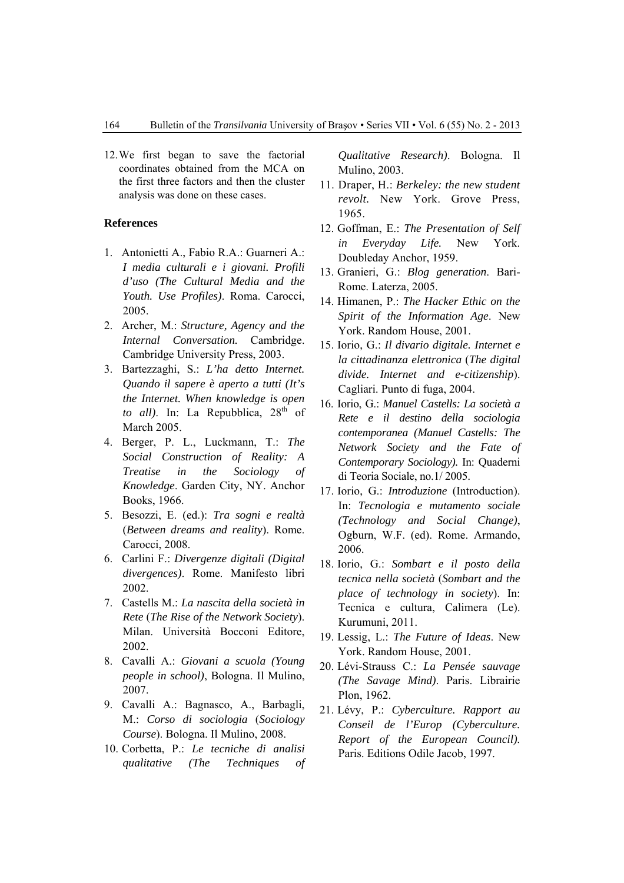12. We first began to save the factorial coordinates obtained from the MCA on the first three factors and then the cluster analysis was done on these cases.

## References

1. Antonietti A., Fabio R.A.: Guarneri A.: *I media culturali e i giovani. Profili d'uso (The Cultural Media and the Youth. Use Profiles)*. Roma. Carocci, 2005.
2. Archer, M.: *Structure, Agency and the Internal Conversation.* Cambridge. Cambridge University Press, 2003.
3. Bartezzaghi, S.: *L'ha detto Internet. Quando il sapere è aperto a tutti (It's the Internet. When knowledge is open to all)*. In: La Repubblica, 28th of March 2005.
4. Berger, P. L., Luckmann, T.: *The Social Construction of Reality: A Treatise in the Sociology of Knowledge*. Garden City, NY. Anchor Books, 1966.
5. Besozzi, E. (ed.): *Tra sogni e realtà* (*Between dreams and reality*). Rome. Carocci, 2008.
6. Carlini F.: *Divergenze digitali (Digital divergences)*. Rome. Manifesto libri 2002.
7. Castells M.: *La nascita della società in Rete* (*The Rise of the Network Society*). Milan. Università Bocconi Editore, 2002.
8. Cavalli A.: *Giovani a scuola (Young people in school)*, Bologna. Il Mulino, 2007.
9. Cavalli A.: Bagnasco, A., Barbagli, M.: *Corso di sociologia* (*Sociology Course*). Bologna. Il Mulino, 2008.
10. Corbetta, P.: *Le tecniche di analisi qualitative (The Techniques of Qualitative Research)*. Bologna. Il Mulino, 2003.
11. Draper, H.: *Berkeley: the new student revolt*. New York. Grove Press, 1965.
12. Goffman, E.: *The Presentation of Self in Everyday Life.* New York. Doubleday Anchor, 1959.
13. Granieri, G.: *Blog generation*. Bari-Rome. Laterza, 2005.
14. Himanen, P.: *The Hacker Ethic on the Spirit of the Information Age*. New York. Random House, 2001.
15. Iorio, G.: *Il divario digitale. Internet e la cittadinanza elettronica* (*The digital divide. Internet and e-citizenship*). Cagliari. Punto di fuga, 2004.
16. Iorio, G.: *Manuel Castells: La società a Rete e il destino della sociologia contemporanea (Manuel Castells: The Network Society and the Fate of Contemporary Sociology).* In: Quaderni di Teoria Sociale, no.1/ 2005.
17. Iorio, G.: *Introduzione* (Introduction). In: *Tecnologia e mutamento sociale (Technology and Social Change)*, Ogburn, W.F. (ed). Rome. Armando, 2006.
18. Iorio, G.: *Sombart e il posto della tecnica nella società* (*Sombart and the place of technology in society*). In: Tecnica e cultura, Calimera (Le). Kurumuni, 2011.
19. Lessig, L.: *The Future of Ideas*. New York. Random House, 2001.
20. Lévi-Strauss C.: *La Pensée sauvage (The Savage Mind)*. Paris. Librairie Plon, 1962.
21. Lévy, P.: *Cyberculture. Rapport au Conseil de l'Europ (Cyberculture. Report of the European Council).* Paris. Editions Odile Jacob, 1997.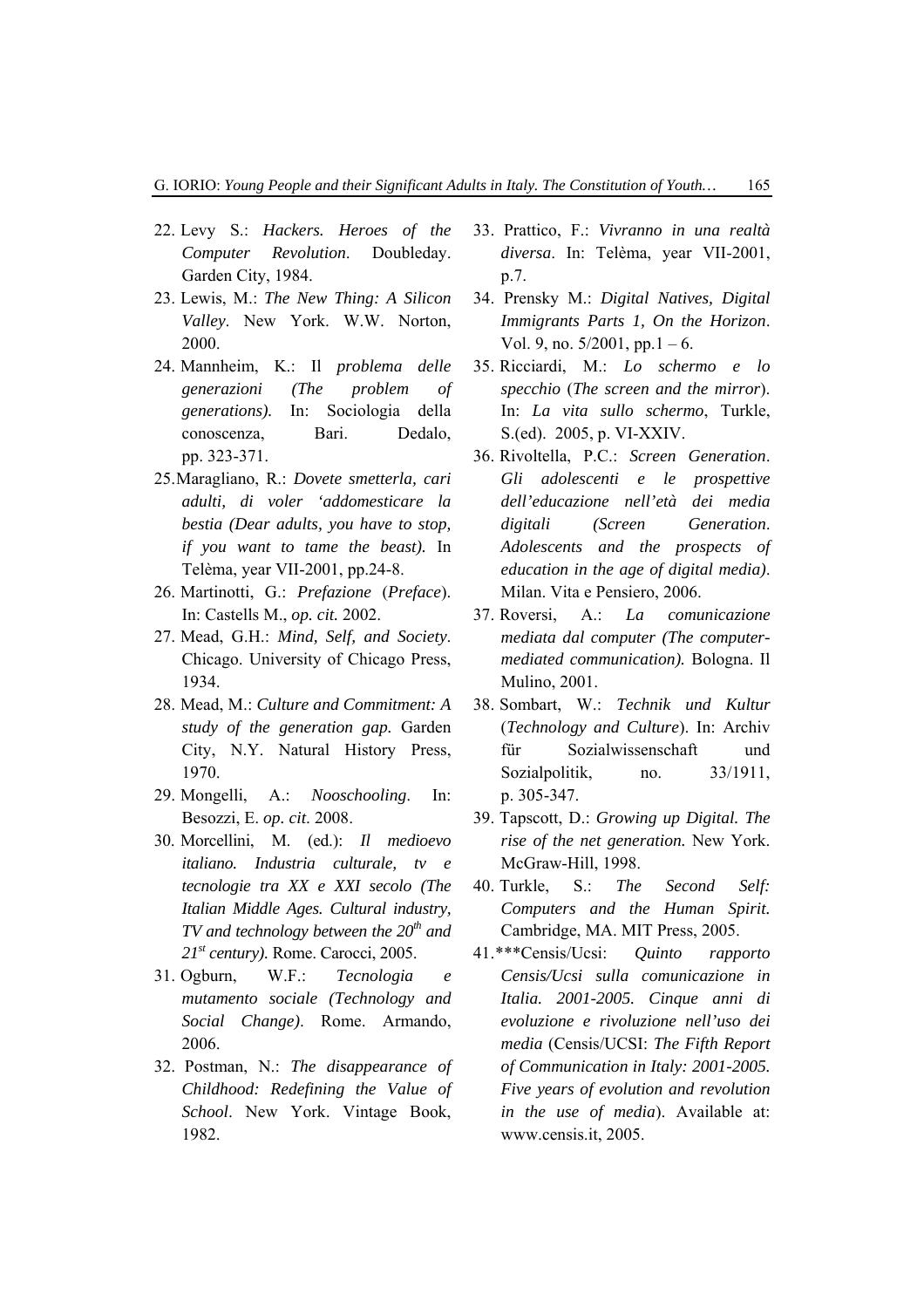22. Levy S.: *Hackers. Heroes of the Computer Revolution*. Doubleday. Garden City, 1984.
23. Lewis, M.: *The New Thing: A Silicon Valley*. New York. W.W. Norton, 2000.
24. Mannheim, K.: Il *problema delle generazioni (The problem of generations).* In: Sociologia della conoscenza, Bari. Dedalo, pp. 323-371.
25. Maragliano, R.: *Dovete smetterla, cari adulti, di voler 'addomesticare la bestia (Dear adults, you have to stop, if you want to tame the beast).* In Telèma, year VII-2001, pp.24-8.
26. Martinotti, G.: *Prefazione* (*Preface*). In: Castells M., *op. cit.* 2002.
27. Mead, G.H.: *Mind, Self, and Society*. Chicago. University of Chicago Press, 1934.
28. Mead, M.: *Culture and Commitment: A study of the generation gap.* Garden City, N.Y. Natural History Press, 1970.
29. Mongelli, A.: *Nooschooling*. In: Besozzi, E. *op. cit*. 2008.
30. Morcellini, M. (ed.): *Il medioevo italiano. Industria culturale, tv e tecnologie tra XX e XXI secolo (The Italian Middle Ages. Cultural industry, TV and technology between the 20th and 21st century).* Rome. Carocci, 2005.
31. Ogburn, W.F.: *Tecnologia e mutamento sociale (Technology and Social Change)*. Rome. Armando, 2006.
32. Postman, N.: *The disappearance of Childhood: Redefining the Value of School*. New York. Vintage Book, 1982.
33. Prattico, F.: *Vivranno in una realtà diversa*. In: Telèma, year VII-2001, p.7.
34. Prensky M.: *Digital Natives, Digital Immigrants Parts 1, On the Horizon*. Vol. 9, no. 5/2001, pp.1 – 6.
35. Ricciardi, M.: *Lo schermo e lo specchio* (*The screen and the mirror*). In: *La vita sullo schermo*, Turkle, S.(ed). 2005, p. VI-XXIV.
36. Rivoltella, P.C.: *Screen Generation. Gli adolescenti e le prospettive dell'educazione nell'età dei media digitali (Screen Generation. Adolescents and the prospects of education in the age of digital media)*. Milan. Vita e Pensiero, 2006.
37. Roversi, A.: *La comunicazione mediata dal computer (The computer-mediated communication).* Bologna. Il Mulino, 2001.
38. Sombart, W.: *Technik und Kultur* (*Technology and Culture*). In: Archiv für Sozialwissenschaft und Sozialpolitik, no. 33/1911, p. 305-347.
39. Tapscott, D.: *Growing up Digital. The rise of the net generation.* New York. McGraw-Hill, 1998.
40. Turkle, S.: *The Second Self: Computers and the Human Spirit.* Cambridge, MA. MIT Press, 2005.
41. ***Censis/Ucsi: *Quinto rapporto Censis/Ucsi sulla comunicazione in Italia. 2001-2005. Cinque anni di evoluzione e rivoluzione nell'uso dei media* (Censis/UCSI: *The Fifth Report of Communication in Italy: 2001-2005. Five years of evolution and revolution in the use of media*). Available at: www.censis.it, 2005.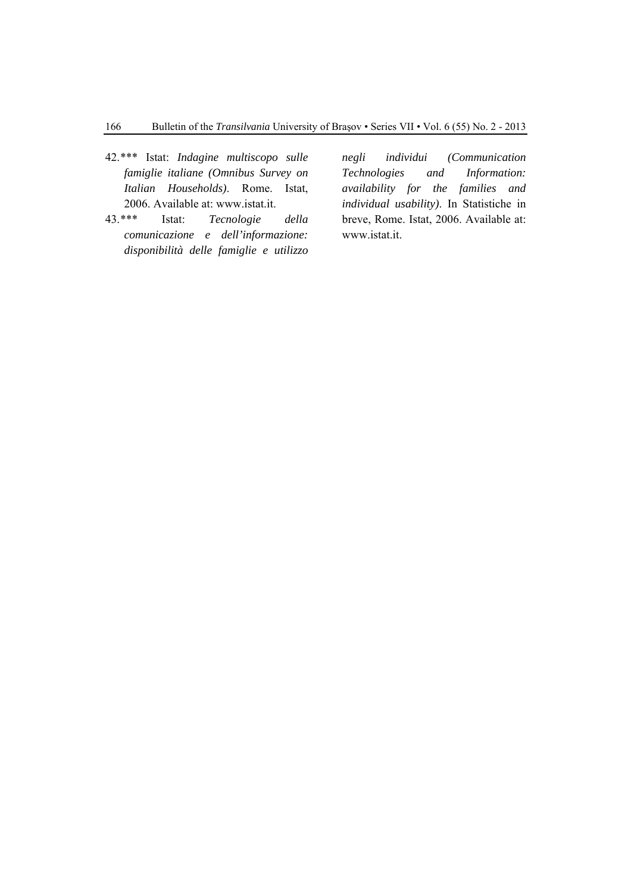42. *** Istat: *Indagine multiscopo sulle famiglie italiane (Omnibus Survey on Italian Households)*. Rome. Istat, 2006. Available at: www.istat.it.

43. *** Istat: *Tecnologie della comunicazione e dell'informazione: disponibilità delle famiglie e utilizzo negli individui (Communication Technologies and Information: availability for the families and individual usability)*. In Statistiche in breve, Rome. Istat, 2006. Available at: www.istat.it.